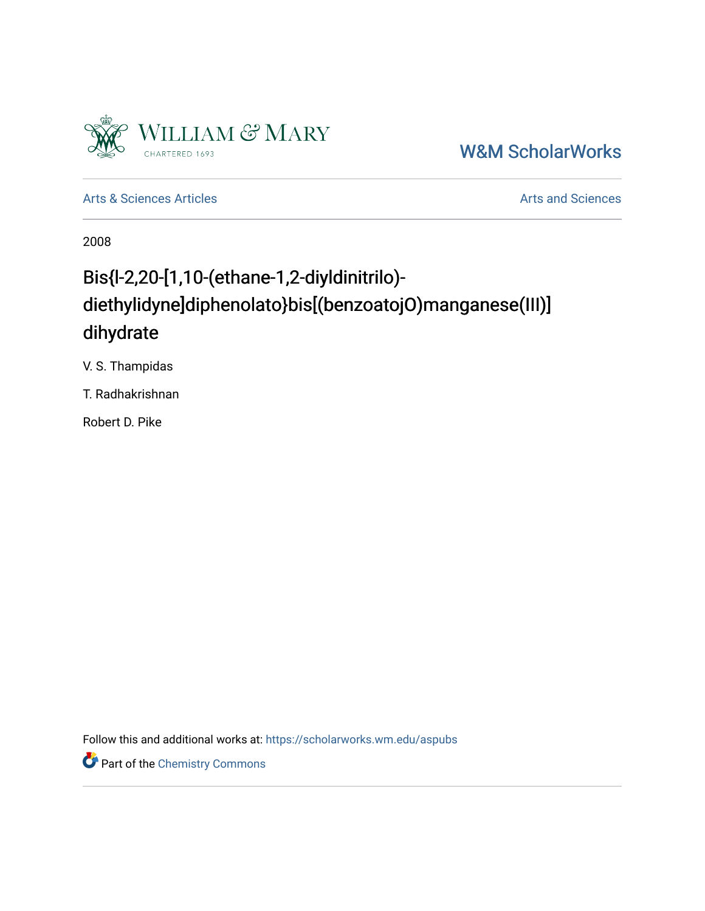William & Mary

CHARTERED 1693

W&M ScholarWorks

Arts & Sciences Articles

Arts and Sciences

2008

# Bis{l-2,20-[1,10-(ethane-1,2-diyldinitrilo)-diethylidyne]diphenolato}bis[(benzoatojO)manganese(III)] dihydrate

V. S. Thampidas

T. Radhakrishnan

Robert D. Pike

Follow this and additional works at: https://scholarworks.wm.edu/aspubs

Part of the Chemistry Commons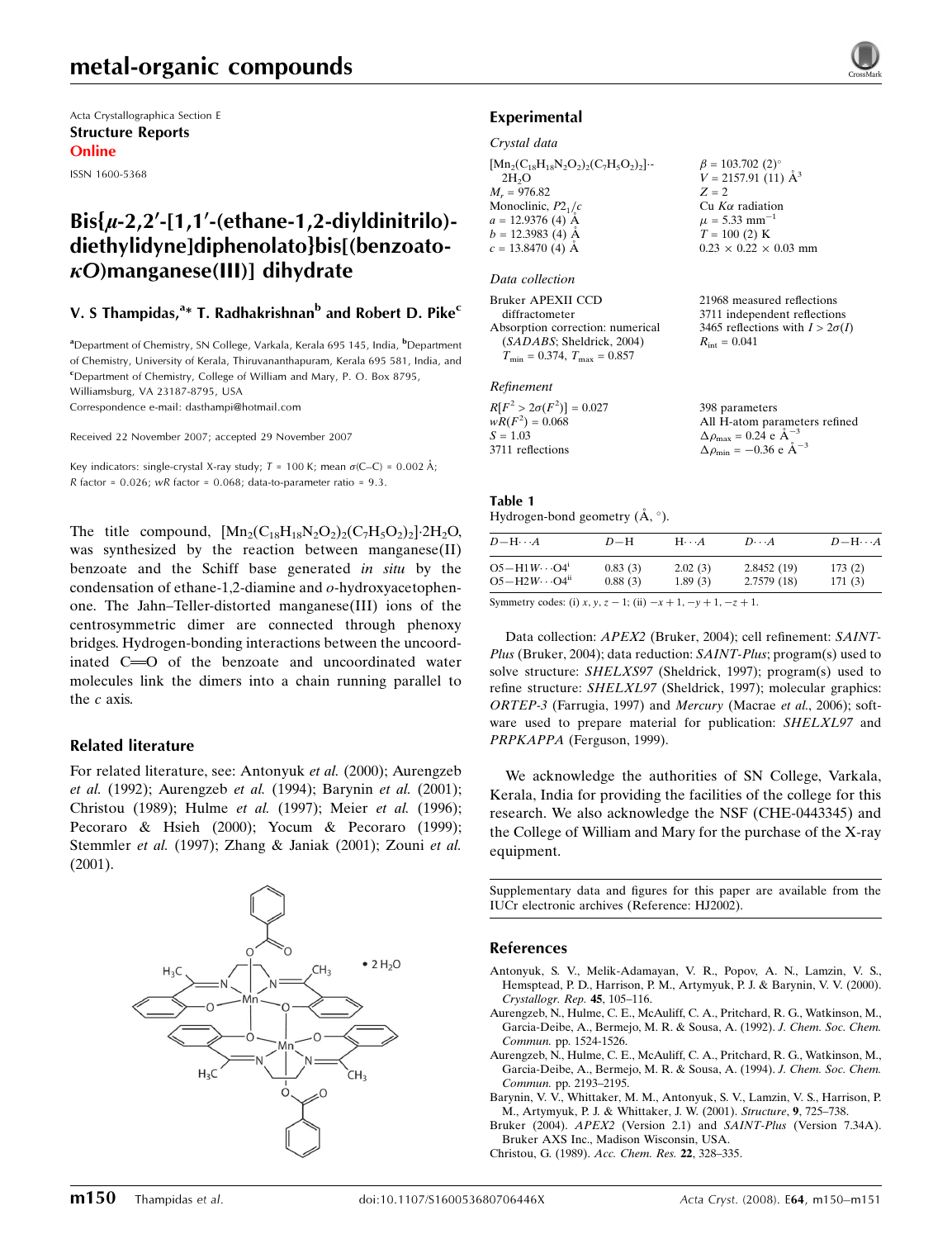Acta Crystallographica Section E
**Structure Reports Online**

ISSN 1600-5368

# Bis{μ-2,2′-[1,1′-(ethane-1,2-diyldinitrilo)diethylidyne]diphenolato}bis[(benzoato-κO)manganese(III)] dihydrate

## V. S Thampidas,[a]* T. Radhakrishnan[b] and Robert D. Pike[c]

[a]Department of Chemistry, SN College, Varkala, Kerala 695 145, India, [b]Department of Chemistry, University of Kerala, Thiruvananthapuram, Kerala 695 581, India, and [c]Department of Chemistry, College of William and Mary, P. O. Box 8795, Williamsburg, VA 23187-8795, USA
Correspondence e-mail: dasthampi@hotmail.com

Received 22 November 2007; accepted 29 November 2007

Key indicators: single-crystal X-ray study; $T$ = 100 K; mean $\sigma$(C–C) = 0.002 Å; $R$ factor = 0.026; $wR$ factor = 0.068; data-to-parameter ratio = 9.3.

The title compound, $[Mn_2(C_{18}H_{18}N_2O_2)_2(C_7H_5O_2)_2]\cdot 2H_2O$, was synthesized by the reaction between manganese(II) benzoate and the Schiff base generated *in situ* by the condensation of ethane-1,2-diamine and *o*-hydroxyacetophenone. The Jahn–Teller-distorted manganese(III) ions of the centrosymmetric dimer are connected through phenoxy bridges. Hydrogen-bonding interactions between the uncoordinated C=O of the benzoate and uncoordinated water molecules link the dimers into a chain running parallel to the *c* axis.

## Related literature

For related literature, see: Antonyuk *et al.* (2000); Aurengzeb *et al.* (1992); Aurengzeb *et al.* (1994); Barynin *et al.* (2001); Christou (1989); Hulme *et al.* (1997); Meier *et al.* (1996); Pecoraro & Hsieh (2000); Yocum & Pecoraro (1999); Stemmler *et al.* (1997); Zhang & Janiak (2001); Zouni *et al.* (2001).

## Experimental

### Crystal data

$[Mn_2(C_{18}H_{18}N_2O_2)_2(C_7H_5O_2)_2]\cdot 2H_2O$
$M_r$ = 976.82
Monoclinic, $P2_1/c$
$a$ = 12.9376 (4) Å
$b$ = 12.3983 (4) Å
$c$ = 13.8470 (4) Å
$\beta$ = 103.702 (2)°
$V$ = 2157.91 (11) Å$^3$
$Z$ = 2
Cu $K\alpha$ radiation
$\mu$ = 5.33 mm$^{-1}$
$T$ = 100 (2) K
0.23 × 0.22 × 0.03 mm

### Data collection

Bruker APEXII CCD diffractometer
Absorption correction: numerical (*SADABS*; Sheldrick, 2004)
$T_{min}$ = 0.374, $T_{max}$ = 0.857
21968 measured reflections
3711 independent reflections
3465 reflections with $I > 2\sigma(I)$
$R_{int}$ = 0.041

### Refinement

$R[F^2 > 2\sigma(F^2)]$ = 0.027
$wR(F^2)$ = 0.068
$S$ = 1.03
3711 reflections
398 parameters
All H-atom parameters refined
$\Delta\rho_{max}$ = 0.24 e Å$^{-3}$
$\Delta\rho_{min}$ = −0.36 e Å$^{-3}$

**Table 1**
Hydrogen-bond geometry (Å, °).

| $D$—H···$A$ | $D$—H | H···$A$ | $D$···$A$ | $D$—H···$A$ |
|---|---|---|---|---|
| O5—H1W···O4[i] | 0.83 (3) | 2.02 (3) | 2.8452 (19) | 173 (2) |
| O5—H2W···O4[ii] | 0.88 (3) | 1.89 (3) | 2.7579 (18) | 171 (3) |

Symmetry codes: (i) $x, y, z-1$; (ii) $-x+1, -y+1, -z+1$.

Data collection: *APEX2* (Bruker, 2004); cell refinement: *SAINT-Plus* (Bruker, 2004); data reduction: *SAINT-Plus*; program(s) used to solve structure: *SHELXS97* (Sheldrick, 1997); program(s) used to refine structure: *SHELXL97* (Sheldrick, 1997); molecular graphics: *ORTEP-3* (Farrugia, 1997) and *Mercury* (Macrae *et al.*, 2006); software used to prepare material for publication: *SHELXL97* and *PRPKAPPA* (Ferguson, 1999).

We acknowledge the authorities of SN College, Varkala, Kerala, India for providing the facilities of the college for this research. We also acknowledge the NSF (CHE-0443345) and the College of William and Mary for the purchase of the X-ray equipment.

Supplementary data and figures for this paper are available from the IUCr electronic archives (Reference: HJ2002).

## References

Antonyuk, S. V., Melik-Adamayan, V. R., Popov, A. N., Lamzin, V. S., Hempstead, P. D., Harrison, P. M., Artymyuk, P. J. & Barynin, V. V. (2000). *Crystallogr. Rep.* **45**, 105–116.
Aurengzeb, N., Hulme, C. E., McAuliff, C. A., Pritchard, R. G., Watkinson, M., Garcia-Deibe, A., Bermejo, M. R. & Sousa, A. (1992). *J. Chem. Soc. Chem. Commun.* pp. 1524-1526.
Aurengzeb, N., Hulme, C. E., McAuliff, C. A., Pritchard, R. G., Watkinson, M., Garcia-Deibe, A., Bermejo, M. R. & Sousa, A. (1994). *J. Chem. Soc. Chem. Commun.* pp. 2193–2195.
Barynin, V. V., Whittaker, M. M., Antonyuk, S. V., Lamzin, V. S., Harrison, P. M., Artymyuk, P. J. & Whittaker, J. W. (2001). *Structure*, **9**, 725–738.
Bruker (2004). *APEX2* (Version 2.1) and *SAINT-Plus* (Version 7.34A). Bruker AXS Inc., Madison Wisconsin, USA.
Christou, G. (1989). *Acc. Chem. Res.* **22**, 328–335.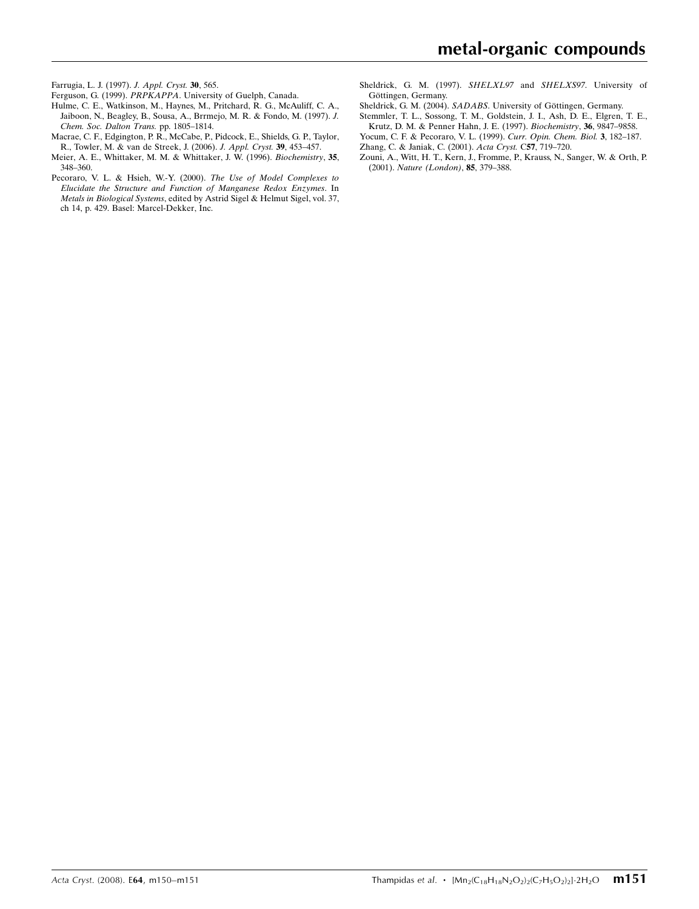Farrugia, L. J. (1997). *J. Appl. Cryst.* **30**, 565.

Ferguson, G. (1999). *PRPKAPPA*. University of Guelph, Canada.

Hulme, C. E., Watkinson, M., Haynes, M., Pritchard, R. G., McAuliff, C. A., Jaiboon, N., Beagley, B., Sousa, A., Brrmejo, M. R. & Fondo, M. (1997). *J. Chem. Soc. Dalton Trans.* pp. 1805–1814.

Macrae, C. F., Edgington, P. R., McCabe, P., Pidcock, E., Shields, G. P., Taylor, R., Towler, M. & van de Streek, J. (2006). *J. Appl. Cryst.* **39**, 453–457.

Meier, A. E., Whittaker, M. M. & Whittaker, J. W. (1996). *Biochemistry*, **35**, 348–360.

Pecoraro, V. L. & Hsieh, W.-Y. (2000). *The Use of Model Complexes to Elucidate the Structure and Function of Manganese Redox Enzymes*. In *Metals in Biological Systems*, edited by Astrid Sigel & Helmut Sigel, vol. 37, ch 14, p. 429. Basel: Marcel-Dekker, Inc.

Sheldrick, G. M. (1997). *SHELXL97* and *SHELXS97*. University of Göttingen, Germany.

Sheldrick, G. M. (2004). *SADABS*. University of Göttingen, Germany.

Stemmler, T. L., Sossong, T. M., Goldstein, J. I., Ash, D. E., Elgren, T. E., Krutz, D. M. & Penner Hahn, J. E. (1997). *Biochemistry*, **36**, 9847–9858.

Yocum, C. F. & Pecoraro, V. L. (1999). *Curr. Opin. Chem. Biol.* **3**, 182–187.

Zhang, C. & Janiak, C. (2001). *Acta Cryst.* C**57**, 719–720.

Zouni, A., Witt, H. T., Kern, J., Fromme, P., Krauss, N., Sanger, W. & Orth, P. (2001). *Nature (London)*, **85**, 379–388.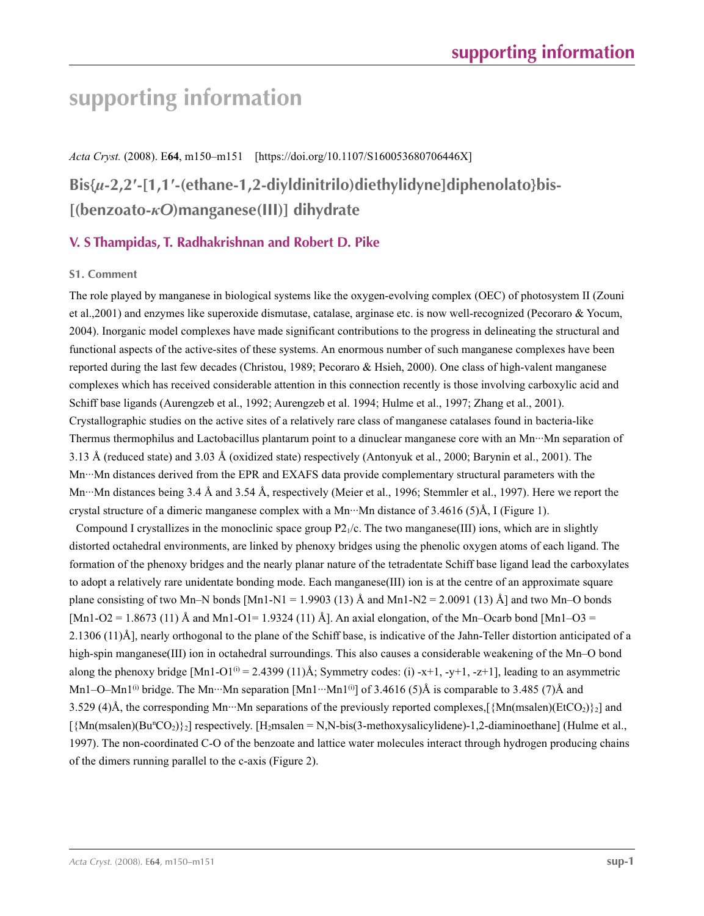# supporting information

*Acta Cryst.* (2008). E**64**, m150–m151 [https://doi.org/10.1107/S160053680706446X]

## Bis{*µ*-2,2′-[1,1′-(ethane-1,2-diyldinitrilo)diethylidyne]diphenolato}bis[(benzoato-*κO*)manganese(III)] dihydrate

### V. S Thampidas, T. Radhakrishnan and Robert D. Pike

#### S1. Comment

The role played by manganese in biological systems like the oxygen-evolving complex (OEC) of photosystem II (Zouni et al.,2001) and enzymes like superoxide dismutase, catalase, arginase etc. is now well-recognized (Pecoraro & Yocum, 2004). Inorganic model complexes have made significant contributions to the progress in delineating the structural and functional aspects of the active-sites of these systems. An enormous number of such manganese complexes have been reported during the last few decades (Christou, 1989; Pecoraro & Hsieh, 2000). One class of high-valent manganese complexes which has received considerable attention in this connection recently is those involving carboxylic acid and Schiff base ligands (Aurengzeb et al., 1992; Aurengzeb et al. 1994; Hulme et al., 1997; Zhang et al., 2001). Crystallographic studies on the active sites of a relatively rare class of manganese catalases found in bacteria-like Thermus thermophilus and Lactobacillus plantarum point to a dinuclear manganese core with an Mn···Mn separation of 3.13 Å (reduced state) and 3.03 Å (oxidized state) respectively (Antonyuk et al., 2000; Barynin et al., 2001). The Mn···Mn distances derived from the EPR and EXAFS data provide complementary structural parameters with the Mn···Mn distances being 3.4 Å and 3.54 Å, respectively (Meier et al., 1996; Stemmler et al., 1997). Here we report the crystal structure of a dimeric manganese complex with a Mn···Mn distance of 3.4616 (5)Å, I (Figure 1).

Compound I crystallizes in the monoclinic space group $P2_1/c$. The two manganese(III) ions, which are in slightly distorted octahedral environments, are linked by phenoxy bridges using the phenolic oxygen atoms of each ligand. The formation of the phenoxy bridges and the nearly planar nature of the tetradentate Schiff base ligand lead the carboxylates to adopt a relatively rare unidentate bonding mode. Each manganese(III) ion is at the centre of an approximate square plane consisting of two Mn–N bonds [Mn1-N1 = 1.9903 (13) Å and Mn1-N2 = 2.0091 (13) Å] and two Mn–O bonds [Mn1-O2 = 1.8673 (11) Å and Mn1-O1= 1.9324 (11) Å]. An axial elongation, of the Mn–Ocarb bond [Mn1–O3 = 2.1306 (11)Å], nearly orthogonal to the plane of the Schiff base, is indicative of the Jahn-Teller distortion anticipated of a high-spin manganese(III) ion in octahedral surroundings. This also causes a considerable weakening of the Mn–O bond along the phenoxy bridge [Mn1-O1$^{(i)}$ = 2.4399 (11)Å; Symmetry codes: (i) -x+1, -y+1, -z+1], leading to an asymmetric Mn1–O–Mn1$^{(i)}$ bridge. The Mn···Mn separation [Mn1···Mn1$^{(i)}$] of 3.4616 (5)Å is comparable to 3.485 (7)Å and 3.529 (4)Å, the corresponding Mn···Mn separations of the previously reported complexes,[{Mn(msalen)(EtCO$_2$)}$_2$] and [{Mn(msalen)(Bu$^n$CO$_2$)}$_2$] respectively. [H$_2$msalen = N,N-bis(3-methoxysalicylidene)-1,2-diaminoethane] (Hulme et al., 1997). The non-coordinated C-O of the benzoate and lattice water molecules interact through hydrogen producing chains of the dimers running parallel to the c-axis (Figure 2).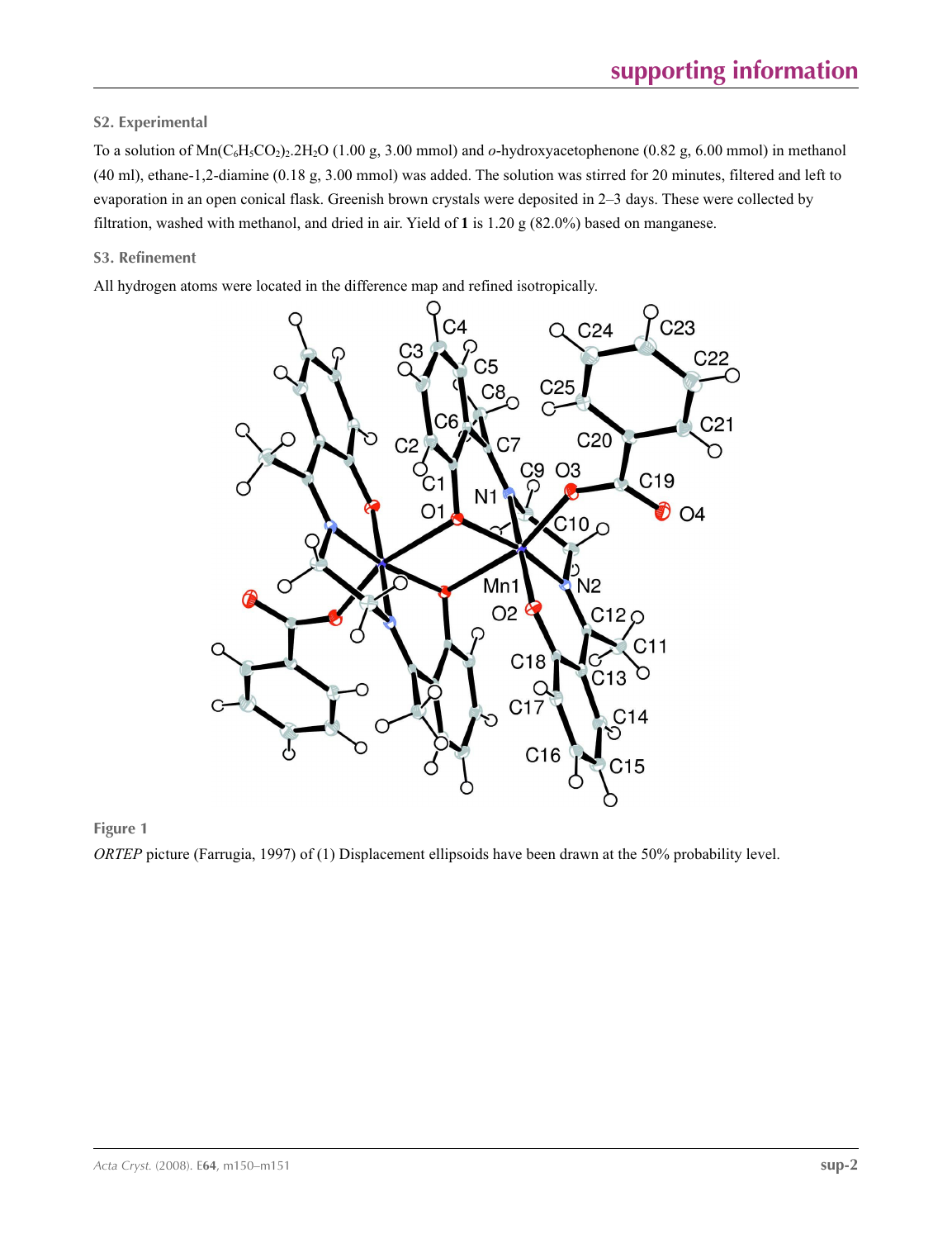## S2. Experimental

To a solution of $Mn(C_6H_5CO_2)_2.2H_2O$ (1.00 g, 3.00 mmol) and *o*-hydroxyacetophenone (0.82 g, 6.00 mmol) in methanol (40 ml), ethane-1,2-diamine (0.18 g, 3.00 mmol) was added. The solution was stirred for 20 minutes, filtered and left to evaporation in an open conical flask. Greenish brown crystals were deposited in 2–3 days. These were collected by filtration, washed with methanol, and dried in air. Yield of **1** is 1.20 g (82.0%) based on manganese.

## S3. Refinement

All hydrogen atoms were located in the difference map and refined isotropically.

**Figure 1**

*ORTEP* picture (Farrugia, 1997) of (1) Displacement ellipsoids have been drawn at the 50% probability level.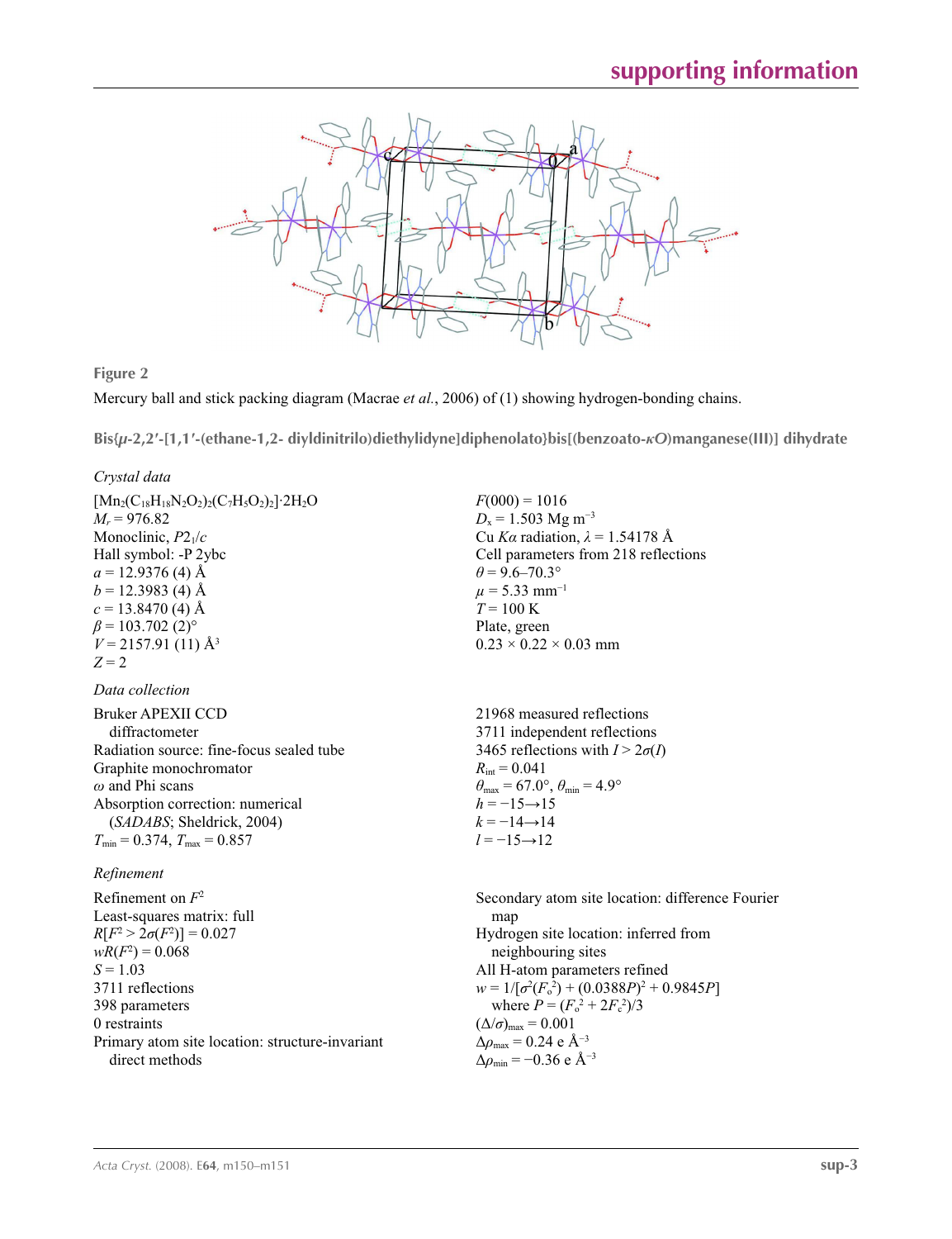**Figure 2**

Mercury ball and stick packing diagram (Macrae *et al.*, 2006) of (1) showing hydrogen-bonding chains.

## Bis{*μ*-2,2′-[1,1′-(ethane-1,2- diyldinitrilo)diethylidyne]diphenolato}bis[(benzoato-*κO*)manganese(III)] dihydrate

### *Crystal data*

$[Mn_2(C_{18}H_{18}N_2O_2)_2(C_7H_5O_2)_2]\cdot 2H_2O$
$M_r = 976.82$
Monoclinic, $P2_1/c$
Hall symbol: -P 2ybc
$a = 12.9376$ (4) Å
$b = 12.3983$ (4) Å
$c = 13.8470$ (4) Å
$\beta = 103.702$ (2)°
$V = 2157.91$ (11) Å$^3$
$Z = 2$
$F(000) = 1016$
$D_x = 1.503$ Mg m$^{-3}$
Cu *Kα* radiation, $\lambda = 1.54178$ Å
Cell parameters from 218 reflections
$\theta = 9.6$–70.3°
$\mu = 5.33$ mm$^{-1}$
$T = 100$ K
Plate, green
0.23 × 0.22 × 0.03 mm

### *Data collection*

Bruker APEXII CCD diffractometer
Radiation source: fine-focus sealed tube
Graphite monochromator
ω and Phi scans
Absorption correction: numerical (*SADABS*; Sheldrick, 2004)
$T_{min} = 0.374$, $T_{max} = 0.857$
21968 measured reflections
3711 independent reflections
3465 reflections with $I > 2\sigma(I)$
$R_{int} = 0.041$
$\theta_{max} = 67.0°$, $\theta_{min} = 4.9°$
$h = -15 \rightarrow 15$
$k = -14 \rightarrow 14$
$l = -15 \rightarrow 12$

### *Refinement*

Refinement on $F^2$
Least-squares matrix: full
$R[F^2 > 2\sigma(F^2)] = 0.027$
$wR(F^2) = 0.068$
$S = 1.03$
3711 reflections
398 parameters
0 restraints
Primary atom site location: structure-invariant direct methods
Secondary atom site location: difference Fourier map
Hydrogen site location: inferred from neighbouring sites
All H-atom parameters refined
$w = 1/[\sigma^2(F_o^2) + (0.0388P)^2 + 0.9845P]$ where $P = (F_o^2 + 2F_c^2)/3$
$(\Delta/\sigma)_{max} = 0.001$
$\Delta\rho_{max} = 0.24$ e Å$^{-3}$
$\Delta\rho_{min} = -0.36$ e Å$^{-3}$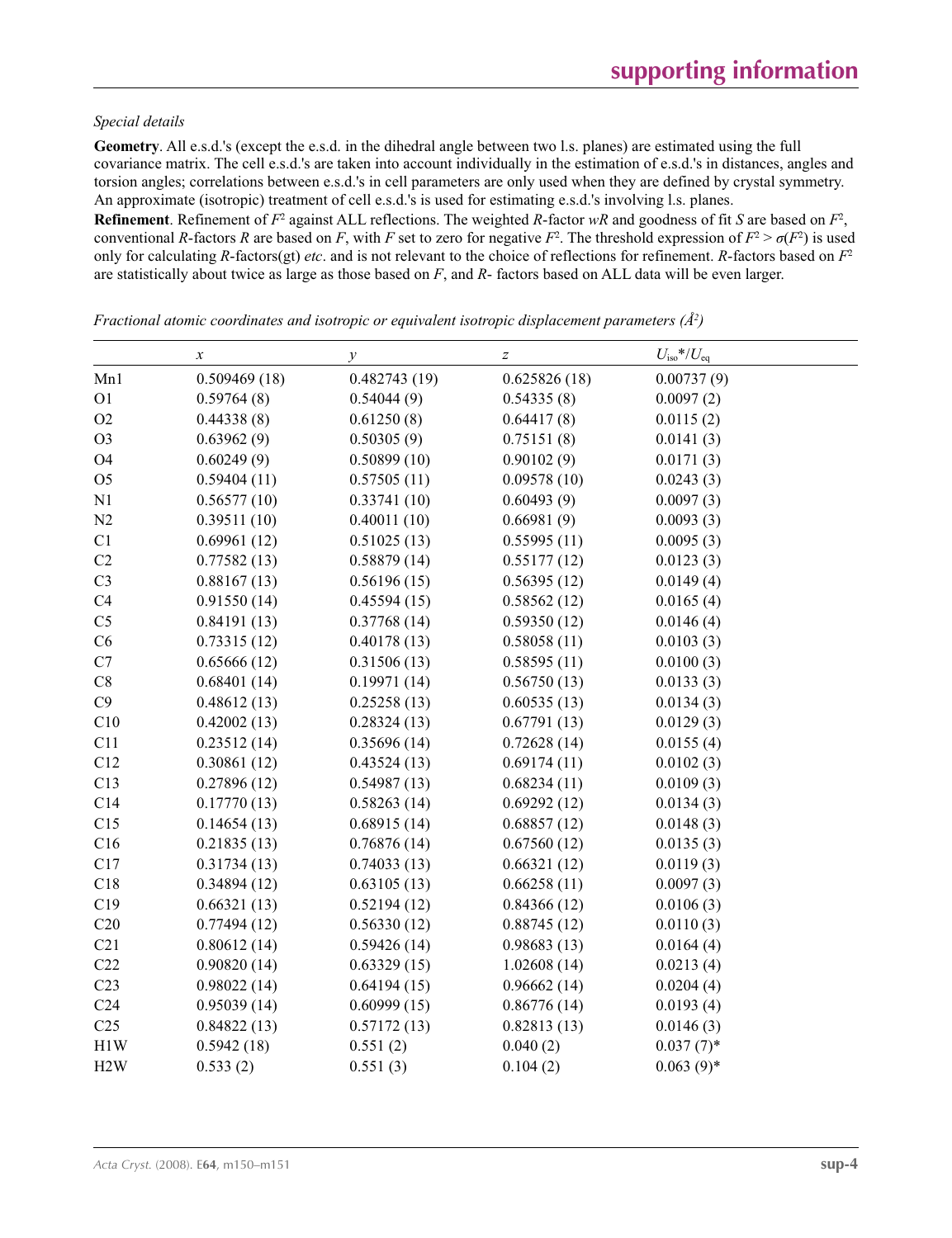*Special details*

**Geometry**. All e.s.d.'s (except the e.s.d. in the dihedral angle between two l.s. planes) are estimated using the full covariance matrix. The cell e.s.d.'s are taken into account individually in the estimation of e.s.d.'s in distances, angles and torsion angles; correlations between e.s.d.'s in cell parameters are only used when they are defined by crystal symmetry. An approximate (isotropic) treatment of cell e.s.d.'s is used for estimating e.s.d.'s involving l.s. planes.

**Refinement**. Refinement of $F^2$ against ALL reflections. The weighted $R$-factor $wR$ and goodness of fit $S$ are based on $F^2$, conventional $R$-factors $R$ are based on $F$, with $F$ set to zero for negative $F^2$. The threshold expression of $F^2 > \sigma(F^2)$ is used only for calculating $R$-factors(gt) *etc*. and is not relevant to the choice of reflections for refinement. $R$-factors based on $F^2$ are statistically about twice as large as those based on $F$, and $R$- factors based on ALL data will be even larger.

*Fractional atomic coordinates and isotropic or equivalent isotropic displacement parameters (Å²)*

| | $x$ | $y$ | $z$ | $U_{iso}$*/$U_{eq}$ |
|---|---|---|---|---|
| Mn1 | 0.509469 (18) | 0.482743 (19) | 0.625826 (18) | 0.00737 (9) |
| O1 | 0.59764 (8) | 0.54044 (9) | 0.54335 (8) | 0.0097 (2) |
| O2 | 0.44338 (8) | 0.61250 (8) | 0.64417 (8) | 0.0115 (2) |
| O3 | 0.63962 (9) | 0.50305 (9) | 0.75151 (8) | 0.0141 (3) |
| O4 | 0.60249 (9) | 0.50899 (10) | 0.90102 (9) | 0.0171 (3) |
| O5 | 0.59404 (11) | 0.57505 (11) | 0.09578 (10) | 0.0243 (3) |
| N1 | 0.56577 (10) | 0.33741 (10) | 0.60493 (9) | 0.0097 (3) |
| N2 | 0.39511 (10) | 0.40011 (10) | 0.66981 (9) | 0.0093 (3) |
| C1 | 0.69961 (12) | 0.51025 (13) | 0.55995 (11) | 0.0095 (3) |
| C2 | 0.77582 (13) | 0.58879 (14) | 0.55177 (12) | 0.0123 (3) |
| C3 | 0.88167 (13) | 0.56196 (15) | 0.56395 (12) | 0.0149 (4) |
| C4 | 0.91550 (14) | 0.45594 (15) | 0.58562 (12) | 0.0165 (4) |
| C5 | 0.84191 (13) | 0.37768 (14) | 0.59350 (12) | 0.0146 (4) |
| C6 | 0.73315 (12) | 0.40178 (13) | 0.58058 (11) | 0.0103 (3) |
| C7 | 0.65666 (12) | 0.31506 (13) | 0.58595 (11) | 0.0100 (3) |
| C8 | 0.68401 (14) | 0.19971 (14) | 0.56750 (13) | 0.0133 (3) |
| C9 | 0.48612 (13) | 0.25258 (13) | 0.60535 (13) | 0.0134 (3) |
| C10 | 0.42002 (13) | 0.28324 (13) | 0.67791 (13) | 0.0129 (3) |
| C11 | 0.23512 (14) | 0.35696 (14) | 0.72628 (14) | 0.0155 (4) |
| C12 | 0.30861 (12) | 0.43524 (13) | 0.69174 (11) | 0.0102 (3) |
| C13 | 0.27896 (12) | 0.54987 (13) | 0.68234 (11) | 0.0109 (3) |
| C14 | 0.17770 (13) | 0.58263 (14) | 0.69292 (12) | 0.0134 (3) |
| C15 | 0.14654 (13) | 0.68915 (14) | 0.68857 (12) | 0.0148 (3) |
| C16 | 0.21835 (13) | 0.76876 (14) | 0.67560 (12) | 0.0135 (3) |
| C17 | 0.31734 (13) | 0.74033 (13) | 0.66321 (12) | 0.0119 (3) |
| C18 | 0.34894 (12) | 0.63105 (13) | 0.66258 (11) | 0.0097 (3) |
| C19 | 0.66321 (13) | 0.52194 (12) | 0.84366 (12) | 0.0106 (3) |
| C20 | 0.77494 (12) | 0.56330 (12) | 0.88745 (12) | 0.0110 (3) |
| C21 | 0.80612 (14) | 0.59426 (14) | 0.98683 (13) | 0.0164 (4) |
| C22 | 0.90820 (14) | 0.63329 (15) | 1.02608 (14) | 0.0213 (4) |
| C23 | 0.98022 (14) | 0.64194 (15) | 0.96662 (14) | 0.0204 (4) |
| C24 | 0.95039 (14) | 0.60999 (15) | 0.86776 (14) | 0.0193 (4) |
| C25 | 0.84822 (13) | 0.57172 (13) | 0.82813 (13) | 0.0146 (3) |
| H1W | 0.5942 (18) | 0.551 (2) | 0.040 (2) | 0.037 (7)* |
| H2W | 0.533 (2) | 0.551 (3) | 0.104 (2) | 0.063 (9)* |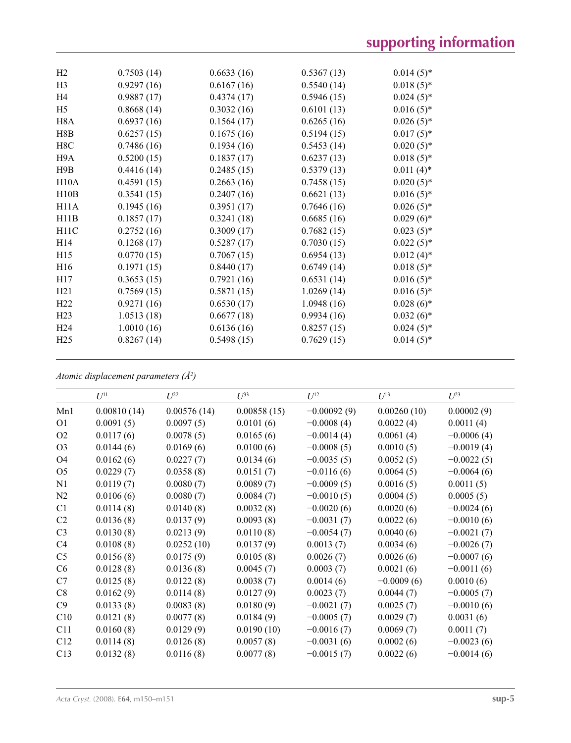| | | | | |
|---|---|---|---|---|
| H2 | 0.7503 (14) | 0.6633 (16) | 0.5367 (13) | 0.014 (5)* |
| H3 | 0.9297 (16) | 0.6167 (16) | 0.5540 (14) | 0.018 (5)* |
| H4 | 0.9887 (17) | 0.4374 (17) | 0.5946 (15) | 0.024 (5)* |
| H5 | 0.8668 (14) | 0.3032 (16) | 0.6101 (13) | 0.016 (5)* |
| H8A | 0.6937 (16) | 0.1564 (17) | 0.6265 (16) | 0.026 (5)* |
| H8B | 0.6257 (15) | 0.1675 (16) | 0.5194 (15) | 0.017 (5)* |
| H8C | 0.7486 (16) | 0.1934 (16) | 0.5453 (14) | 0.020 (5)* |
| H9A | 0.5200 (15) | 0.1837 (17) | 0.6237 (13) | 0.018 (5)* |
| H9B | 0.4416 (14) | 0.2485 (15) | 0.5379 (13) | 0.011 (4)* |
| H10A | 0.4591 (15) | 0.2663 (16) | 0.7458 (15) | 0.020 (5)* |
| H10B | 0.3541 (15) | 0.2407 (16) | 0.6621 (13) | 0.016 (5)* |
| H11A | 0.1945 (16) | 0.3951 (17) | 0.7646 (16) | 0.026 (5)* |
| H11B | 0.1857 (17) | 0.3241 (18) | 0.6685 (16) | 0.029 (6)* |
| H11C | 0.2752 (16) | 0.3009 (17) | 0.7682 (15) | 0.023 (5)* |
| H14 | 0.1268 (17) | 0.5287 (17) | 0.7030 (15) | 0.022 (5)* |
| H15 | 0.0770 (15) | 0.7067 (15) | 0.6954 (13) | 0.012 (4)* |
| H16 | 0.1971 (15) | 0.8440 (17) | 0.6749 (14) | 0.018 (5)* |
| H17 | 0.3653 (15) | 0.7921 (16) | 0.6531 (14) | 0.016 (5)* |
| H21 | 0.7569 (15) | 0.5871 (15) | 1.0269 (14) | 0.016 (5)* |
| H22 | 0.9271 (16) | 0.6530 (17) | 1.0948 (16) | 0.028 (6)* |
| H23 | 1.0513 (18) | 0.6677 (18) | 0.9934 (16) | 0.032 (6)* |
| H24 | 1.0010 (16) | 0.6136 (16) | 0.8257 (15) | 0.024 (5)* |
| H25 | 0.8267 (14) | 0.5498 (15) | 0.7629 (15) | 0.014 (5)* |

*Atomic displacement parameters (Å²)*

| | $U^{11}$ | $U^{22}$ | $U^{33}$ | $U^{12}$ | $U^{13}$ | $U^{23}$ |
|---|---|---|---|---|---|---|
| Mn1 | 0.00810 (14) | 0.00576 (14) | 0.00858 (15) | −0.00092 (9) | 0.00260 (10) | 0.00002 (9) |
| O1 | 0.0091 (5) | 0.0097 (5) | 0.0101 (6) | −0.0008 (4) | 0.0022 (4) | 0.0011 (4) |
| O2 | 0.0117 (6) | 0.0078 (5) | 0.0165 (6) | −0.0014 (4) | 0.0061 (4) | −0.0006 (4) |
| O3 | 0.0144 (6) | 0.0169 (6) | 0.0100 (6) | −0.0008 (5) | 0.0010 (5) | −0.0019 (4) |
| O4 | 0.0162 (6) | 0.0227 (7) | 0.0134 (6) | −0.0035 (5) | 0.0052 (5) | −0.0022 (5) |
| O5 | 0.0229 (7) | 0.0358 (8) | 0.0151 (7) | −0.0116 (6) | 0.0064 (5) | −0.0064 (6) |
| N1 | 0.0119 (7) | 0.0080 (7) | 0.0089 (7) | −0.0009 (5) | 0.0016 (5) | 0.0011 (5) |
| N2 | 0.0106 (6) | 0.0080 (7) | 0.0084 (7) | −0.0010 (5) | 0.0004 (5) | 0.0005 (5) |
| C1 | 0.0114 (8) | 0.0140 (8) | 0.0032 (8) | −0.0020 (6) | 0.0020 (6) | −0.0024 (6) |
| C2 | 0.0136 (8) | 0.0137 (9) | 0.0093 (8) | −0.0031 (7) | 0.0022 (6) | −0.0010 (6) |
| C3 | 0.0130 (8) | 0.0213 (9) | 0.0110 (8) | −0.0054 (7) | 0.0040 (6) | −0.0021 (7) |
| C4 | 0.0108 (8) | 0.0252 (10) | 0.0137 (9) | 0.0013 (7) | 0.0034 (6) | −0.0026 (7) |
| C5 | 0.0156 (8) | 0.0175 (9) | 0.0105 (8) | 0.0026 (7) | 0.0026 (6) | −0.0007 (6) |
| C6 | 0.0128 (8) | 0.0136 (8) | 0.0045 (7) | 0.0003 (7) | 0.0021 (6) | −0.0011 (6) |
| C7 | 0.0125 (8) | 0.0122 (8) | 0.0038 (7) | 0.0014 (6) | −0.0009 (6) | 0.0010 (6) |
| C8 | 0.0162 (9) | 0.0114 (8) | 0.0127 (9) | 0.0023 (7) | 0.0044 (7) | −0.0005 (7) |
| C9 | 0.0133 (8) | 0.0083 (8) | 0.0180 (9) | −0.0021 (7) | 0.0025 (7) | −0.0010 (6) |
| C10 | 0.0121 (8) | 0.0077 (8) | 0.0184 (9) | −0.0005 (7) | 0.0029 (7) | 0.0031 (6) |
| C11 | 0.0160 (8) | 0.0129 (9) | 0.0190 (10) | −0.0016 (7) | 0.0069 (7) | 0.0011 (7) |
| C12 | 0.0114 (8) | 0.0126 (8) | 0.0057 (8) | −0.0031 (6) | 0.0002 (6) | −0.0023 (6) |
| C13 | 0.0132 (8) | 0.0116 (8) | 0.0077 (8) | −0.0015 (7) | 0.0022 (6) | −0.0014 (6) |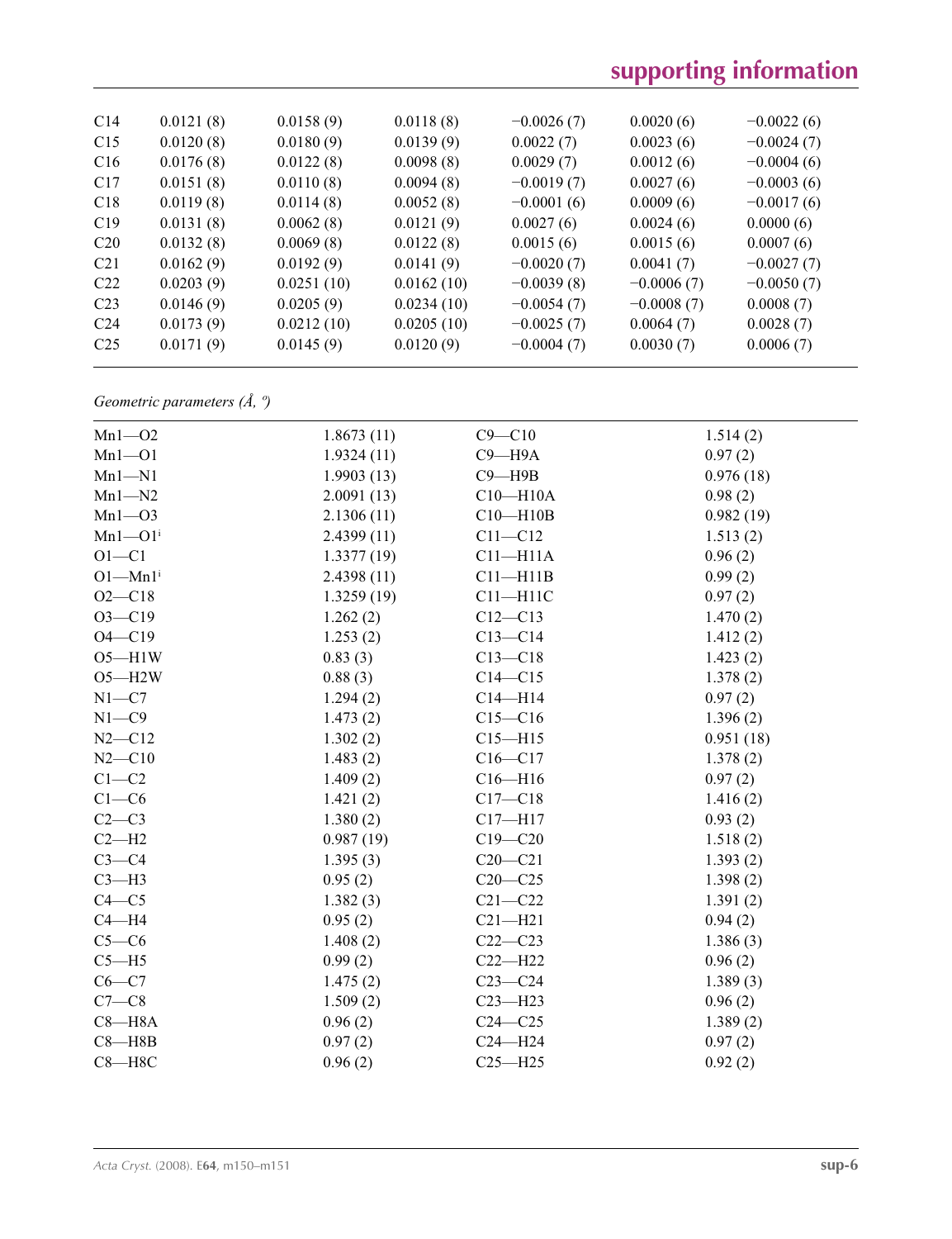| C14 | 0.0121 (8) | 0.0158 (9) | 0.0118 (8) | −0.0026 (7) | 0.0020 (6) | −0.0022 (6) |
|---|---|---|---|---|---|---|
| C15 | 0.0120 (8) | 0.0180 (9) | 0.0139 (9) | 0.0022 (7) | 0.0023 (6) | −0.0024 (7) |
| C16 | 0.0176 (8) | 0.0122 (8) | 0.0098 (8) | 0.0029 (7) | 0.0012 (6) | −0.0004 (6) |
| C17 | 0.0151 (8) | 0.0110 (8) | 0.0094 (8) | −0.0019 (7) | 0.0027 (6) | −0.0003 (6) |
| C18 | 0.0119 (8) | 0.0114 (8) | 0.0052 (8) | −0.0001 (6) | 0.0009 (6) | −0.0017 (6) |
| C19 | 0.0131 (8) | 0.0062 (8) | 0.0121 (9) | 0.0027 (6) | 0.0024 (6) | 0.0000 (6) |
| C20 | 0.0132 (8) | 0.0069 (8) | 0.0122 (8) | 0.0015 (6) | 0.0015 (6) | 0.0007 (6) |
| C21 | 0.0162 (9) | 0.0192 (9) | 0.0141 (9) | −0.0020 (7) | 0.0041 (7) | −0.0027 (7) |
| C22 | 0.0203 (9) | 0.0251 (10) | 0.0162 (10) | −0.0039 (8) | −0.0006 (7) | −0.0050 (7) |
| C23 | 0.0146 (9) | 0.0205 (9) | 0.0234 (10) | −0.0054 (7) | −0.0008 (7) | 0.0008 (7) |
| C24 | 0.0173 (9) | 0.0212 (10) | 0.0205 (10) | −0.0025 (7) | 0.0064 (7) | 0.0028 (7) |
| C25 | 0.0171 (9) | 0.0145 (9) | 0.0120 (9) | −0.0004 (7) | 0.0030 (7) | 0.0006 (7) |

*Geometric parameters (Å, º)*

| | | | |
|---|---|---|---|
| Mn1—O2 | 1.8673 (11) | C9—C10 | 1.514 (2) |
| Mn1—O1 | 1.9324 (11) | C9—H9A | 0.97 (2) |
| Mn1—N1 | 1.9903 (13) | C9—H9B | 0.976 (18) |
| Mn1—N2 | 2.0091 (13) | C10—H10A | 0.98 (2) |
| Mn1—O3 | 2.1306 (11) | C10—H10B | 0.982 (19) |
| Mn1—O1$^{i}$ | 2.4399 (11) | C11—C12 | 1.513 (2) |
| O1—C1 | 1.3377 (19) | C11—H11A | 0.96 (2) |
| O1—Mn1$^{i}$ | 2.4398 (11) | C11—H11B | 0.99 (2) |
| O2—C18 | 1.3259 (19) | C11—H11C | 0.97 (2) |
| O3—C19 | 1.262 (2) | C12—C13 | 1.470 (2) |
| O4—C19 | 1.253 (2) | C13—C14 | 1.412 (2) |
| O5—H1W | 0.83 (3) | C13—C18 | 1.423 (2) |
| O5—H2W | 0.88 (3) | C14—C15 | 1.378 (2) |
| N1—C7 | 1.294 (2) | C14—H14 | 0.97 (2) |
| N1—C9 | 1.473 (2) | C15—C16 | 1.396 (2) |
| N2—C12 | 1.302 (2) | C15—H15 | 0.951 (18) |
| N2—C10 | 1.483 (2) | C16—C17 | 1.378 (2) |
| C1—C2 | 1.409 (2) | C16—H16 | 0.97 (2) |
| C1—C6 | 1.421 (2) | C17—C18 | 1.416 (2) |
| C2—C3 | 1.380 (2) | C17—H17 | 0.93 (2) |
| C2—H2 | 0.987 (19) | C19—C20 | 1.518 (2) |
| C3—C4 | 1.395 (3) | C20—C21 | 1.393 (2) |
| C3—H3 | 0.95 (2) | C20—C25 | 1.398 (2) |
| C4—C5 | 1.382 (3) | C21—C22 | 1.391 (2) |
| C4—H4 | 0.95 (2) | C21—H21 | 0.94 (2) |
| C5—C6 | 1.408 (2) | C22—C23 | 1.386 (3) |
| C5—H5 | 0.99 (2) | C22—H22 | 0.96 (2) |
| C6—C7 | 1.475 (2) | C23—C24 | 1.389 (3) |
| C7—C8 | 1.509 (2) | C23—H23 | 0.96 (2) |
| C8—H8A | 0.96 (2) | C24—C25 | 1.389 (2) |
| C8—H8B | 0.97 (2) | C24—H24 | 0.97 (2) |
| C8—H8C | 0.96 (2) | C25—H25 | 0.92 (2) |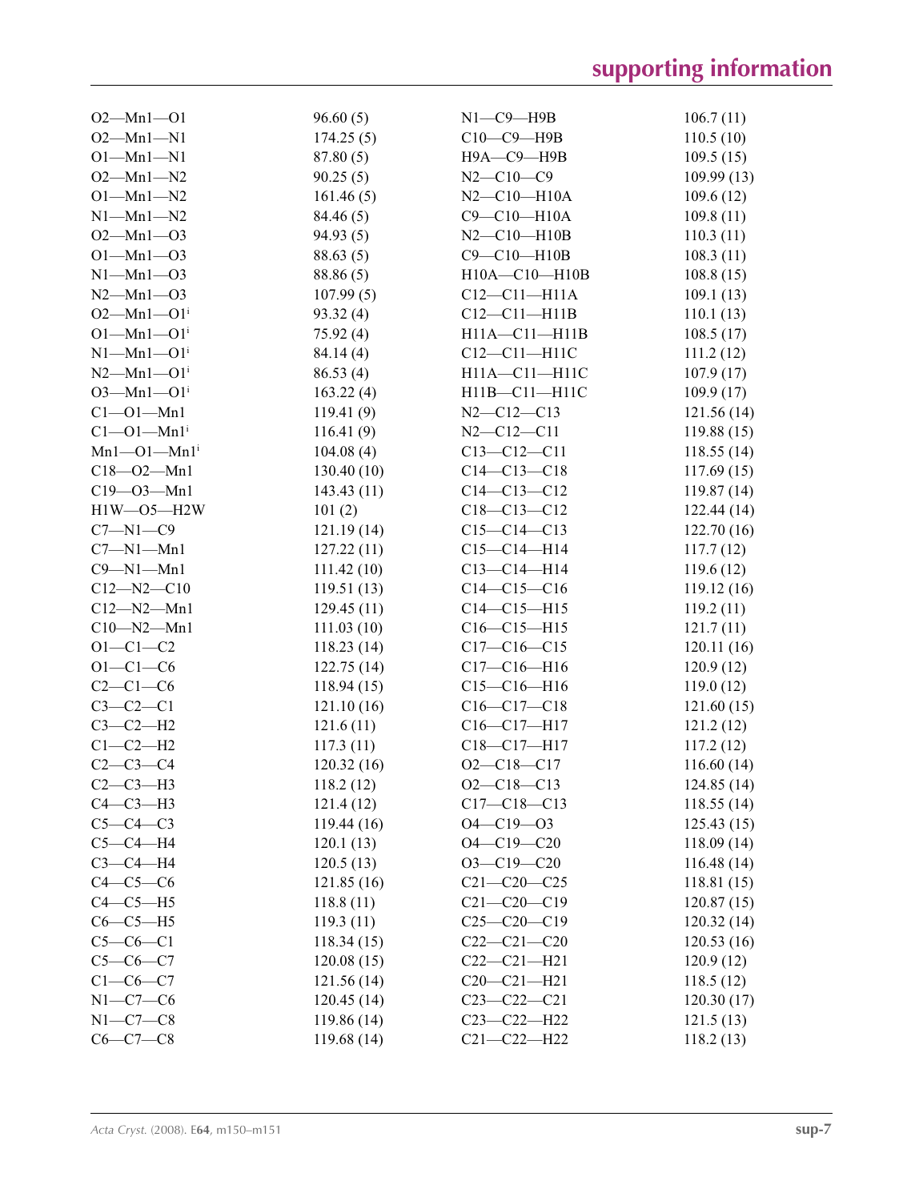| | | | |
|---|---|---|---|
| O2—Mn1—O1 | 96.60 (5) | N1—C9—H9B | 106.7 (11) |
| O2—Mn1—N1 | 174.25 (5) | C10—C9—H9B | 110.5 (10) |
| O1—Mn1—N1 | 87.80 (5) | H9A—C9—H9B | 109.5 (15) |
| O2—Mn1—N2 | 90.25 (5) | N2—C10—C9 | 109.99 (13) |
| O1—Mn1—N2 | 161.46 (5) | N2—C10—H10A | 109.6 (12) |
| N1—Mn1—N2 | 84.46 (5) | C9—C10—H10A | 109.8 (11) |
| O2—Mn1—O3 | 94.93 (5) | N2—C10—H10B | 110.3 (11) |
| O1—Mn1—O3 | 88.63 (5) | C9—C10—H10B | 108.3 (11) |
| N1—Mn1—O3 | 88.86 (5) | H10A—C10—H10B | 108.8 (15) |
| N2—Mn1—O3 | 107.99 (5) | C12—C11—H11A | 109.1 (13) |
| O2—Mn1—O1[i] | 93.32 (4) | C12—C11—H11B | 110.1 (13) |
| O1—Mn1—O1[i] | 75.92 (4) | H11A—C11—H11B | 108.5 (17) |
| N1—Mn1—O1[i] | 84.14 (4) | C12—C11—H11C | 111.2 (12) |
| N2—Mn1—O1[i] | 86.53 (4) | H11A—C11—H11C | 107.9 (17) |
| O3—Mn1—O1[i] | 163.22 (4) | H11B—C11—H11C | 109.9 (17) |
| C1—O1—Mn1 | 119.41 (9) | N2—C12—C13 | 121.56 (14) |
| C1—O1—Mn1[i] | 116.41 (9) | N2—C12—C11 | 119.88 (15) |
| Mn1—O1—Mn1[i] | 104.08 (4) | C13—C12—C11 | 118.55 (14) |
| C18—O2—Mn1 | 130.40 (10) | C14—C13—C18 | 117.69 (15) |
| C19—O3—Mn1 | 143.43 (11) | C14—C13—C12 | 119.87 (14) |
| H1W—O5—H2W | 101 (2) | C18—C13—C12 | 122.44 (14) |
| C7—N1—C9 | 121.19 (14) | C15—C14—C13 | 122.70 (16) |
| C7—N1—Mn1 | 127.22 (11) | C15—C14—H14 | 117.7 (12) |
| C9—N1—Mn1 | 111.42 (10) | C13—C14—H14 | 119.6 (12) |
| C12—N2—C10 | 119.51 (13) | C14—C15—C16 | 119.12 (16) |
| C12—N2—Mn1 | 129.45 (11) | C14—C15—H15 | 119.2 (11) |
| C10—N2—Mn1 | 111.03 (10) | C16—C15—H15 | 121.7 (11) |
| O1—C1—C2 | 118.23 (14) | C17—C16—C15 | 120.11 (16) |
| O1—C1—C6 | 122.75 (14) | C17—C16—H16 | 120.9 (12) |
| C2—C1—C6 | 118.94 (15) | C15—C16—H16 | 119.0 (12) |
| C3—C2—C1 | 121.10 (16) | C16—C17—C18 | 121.60 (15) |
| C3—C2—H2 | 121.6 (11) | C16—C17—H17 | 121.2 (12) |
| C1—C2—H2 | 117.3 (11) | C18—C17—H17 | 117.2 (12) |
| C2—C3—C4 | 120.32 (16) | O2—C18—C17 | 116.60 (14) |
| C2—C3—H3 | 118.2 (12) | O2—C18—C13 | 124.85 (14) |
| C4—C3—H3 | 121.4 (12) | C17—C18—C13 | 118.55 (14) |
| C5—C4—C3 | 119.44 (16) | O4—C19—O3 | 125.43 (15) |
| C5—C4—H4 | 120.1 (13) | O4—C19—C20 | 118.09 (14) |
| C3—C4—H4 | 120.5 (13) | O3—C19—C20 | 116.48 (14) |
| C4—C5—C6 | 121.85 (16) | C21—C20—C25 | 118.81 (15) |
| C4—C5—H5 | 118.8 (11) | C21—C20—C19 | 120.87 (15) |
| C6—C5—H5 | 119.3 (11) | C25—C20—C19 | 120.32 (14) |
| C5—C6—C1 | 118.34 (15) | C22—C21—C20 | 120.53 (16) |
| C5—C6—C7 | 120.08 (15) | C22—C21—H21 | 120.9 (12) |
| C1—C6—C7 | 121.56 (14) | C20—C21—H21 | 118.5 (12) |
| N1—C7—C6 | 120.45 (14) | C23—C22—C21 | 120.30 (17) |
| N1—C7—C8 | 119.86 (14) | C23—C22—H22 | 121.5 (13) |
| C6—C7—C8 | 119.68 (14) | C21—C22—H22 | 118.2 (13) |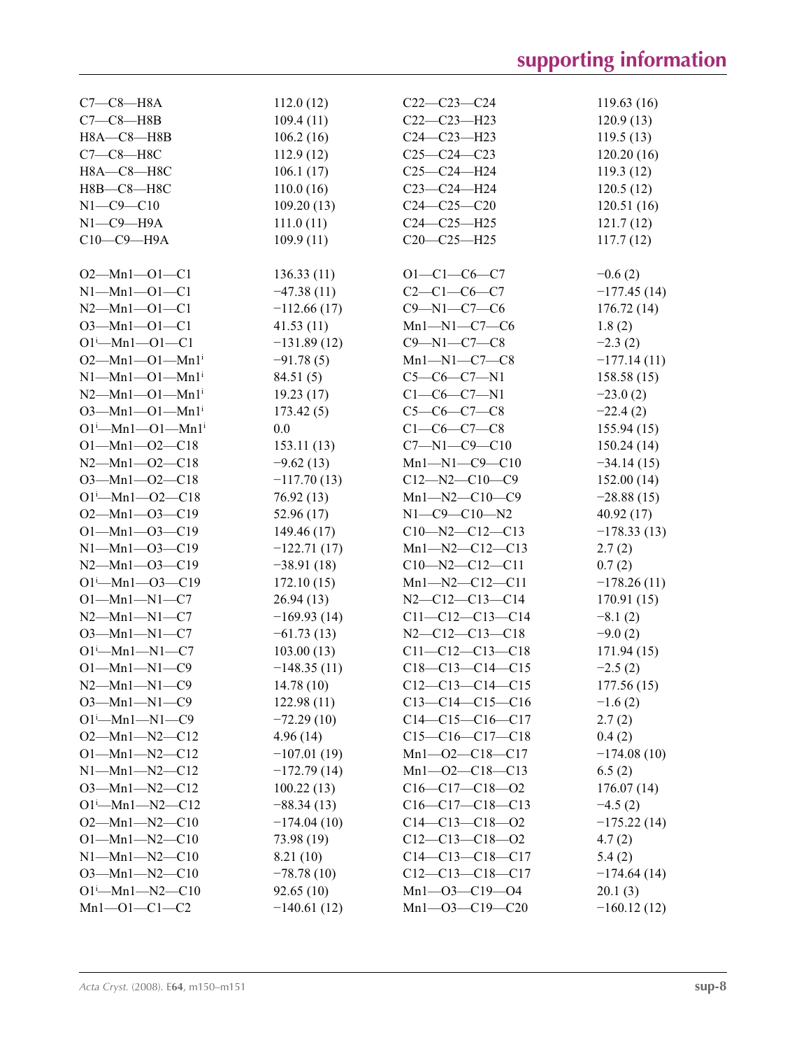| | | | |
|---|---|---|---|
| C7—C8—H8A | 112.0 (12) | C22—C23—C24 | 119.63 (16) |
| C7—C8—H8B | 109.4 (11) | C22—C23—H23 | 120.9 (13) |
| H8A—C8—H8B | 106.2 (16) | C24—C23—H23 | 119.5 (13) |
| C7—C8—H8C | 112.9 (12) | C25—C24—C23 | 120.20 (16) |
| H8A—C8—H8C | 106.1 (17) | C25—C24—H24 | 119.3 (12) |
| H8B—C8—H8C | 110.0 (16) | C23—C24—H24 | 120.5 (12) |
| N1—C9—C10 | 109.20 (13) | C24—C25—C20 | 120.51 (16) |
| N1—C9—H9A | 111.0 (11) | C24—C25—H25 | 121.7 (12) |
| C10—C9—H9A | 109.9 (11) | C20—C25—H25 | 117.7 (12) |

| | | | |
|---|---|---|---|
| O2—Mn1—O1—C1 | 136.33 (11) | O1—C1—C6—C7 | −0.6 (2) |
| N1—Mn1—O1—C1 | −47.38 (11) | C2—C1—C6—C7 | −177.45 (14) |
| N2—Mn1—O1—C1 | −112.66 (17) | C9—N1—C7—C6 | 176.72 (14) |
| O3—Mn1—O1—C1 | 41.53 (11) | Mn1—N1—C7—C6 | 1.8 (2) |
| O1^i—Mn1—O1—C1 | −131.89 (12) | C9—N1—C7—C8 | −2.3 (2) |
| O2—Mn1—O1—Mn1^i | −91.78 (5) | Mn1—N1—C7—C8 | −177.14 (11) |
| N1—Mn1—O1—Mn1^i | 84.51 (5) | C5—C6—C7—N1 | 158.58 (15) |
| N2—Mn1—O1—Mn1^i | 19.23 (17) | C1—C6—C7—N1 | −23.0 (2) |
| O3—Mn1—O1—Mn1^i | 173.42 (5) | C5—C6—C7—C8 | −22.4 (2) |
| O1^i—Mn1—O1—Mn1^i | 0.0 | C1—C6—C7—C8 | 155.94 (15) |
| O1—Mn1—O2—C18 | 153.11 (13) | C7—N1—C9—C10 | 150.24 (14) |
| N2—Mn1—O2—C18 | −9.62 (13) | Mn1—N1—C9—C10 | −34.14 (15) |
| O3—Mn1—O2—C18 | −117.70 (13) | C12—N2—C10—C9 | 152.00 (14) |
| O1^i—Mn1—O2—C18 | 76.92 (13) | Mn1—N2—C10—C9 | −28.88 (15) |
| O2—Mn1—O3—C19 | 52.96 (17) | N1—C9—C10—N2 | 40.92 (17) |
| O1—Mn1—O3—C19 | 149.46 (17) | C10—N2—C12—C13 | −178.33 (13) |
| N1—Mn1—O3—C19 | −122.71 (17) | Mn1—N2—C12—C13 | 2.7 (2) |
| N2—Mn1—O3—C19 | −38.91 (18) | C10—N2—C12—C11 | 0.7 (2) |
| O1^i—Mn1—O3—C19 | 172.10 (15) | Mn1—N2—C12—C11 | −178.26 (11) |
| O1—Mn1—N1—C7 | 26.94 (13) | N2—C12—C13—C14 | 170.91 (15) |
| N2—Mn1—N1—C7 | −169.93 (14) | C11—C12—C13—C14 | −8.1 (2) |
| O3—Mn1—N1—C7 | −61.73 (13) | N2—C12—C13—C18 | −9.0 (2) |
| O1^i—Mn1—N1—C7 | 103.00 (13) | C11—C12—C13—C18 | 171.94 (15) |
| O1—Mn1—N1—C9 | −148.35 (11) | C18—C13—C14—C15 | −2.5 (2) |
| N2—Mn1—N1—C9 | 14.78 (10) | C12—C13—C14—C15 | 177.56 (15) |
| O3—Mn1—N1—C9 | 122.98 (11) | C13—C14—C15—C16 | −1.6 (2) |
| O1^i—Mn1—N1—C9 | −72.29 (10) | C14—C15—C16—C17 | 2.7 (2) |
| O2—Mn1—N2—C12 | 4.96 (14) | C15—C16—C17—C18 | 0.4 (2) |
| O1—Mn1—N2—C12 | −107.01 (19) | Mn1—O2—C18—C17 | −174.08 (10) |
| N1—Mn1—N2—C12 | −172.79 (14) | Mn1—O2—C18—C13 | 6.5 (2) |
| O3—Mn1—N2—C12 | 100.22 (13) | C16—C17—C18—O2 | 176.07 (14) |
| O1^i—Mn1—N2—C12 | −88.34 (13) | C16—C17—C18—C13 | −4.5 (2) |
| O2—Mn1—N2—C10 | −174.04 (10) | C14—C13—C18—O2 | −175.22 (14) |
| O1—Mn1—N2—C10 | 73.98 (19) | C12—C13—C18—O2 | 4.7 (2) |
| N1—Mn1—N2—C10 | 8.21 (10) | C14—C13—C18—C17 | 5.4 (2) |
| O3—Mn1—N2—C10 | −78.78 (10) | C12—C13—C18—C17 | −174.64 (14) |
| O1^i—Mn1—N2—C10 | 92.65 (10) | Mn1—O3—C19—O4 | 20.1 (3) |
| Mn1—O1—C1—C2 | −140.61 (12) | Mn1—O3—C19—C20 | −160.12 (12) |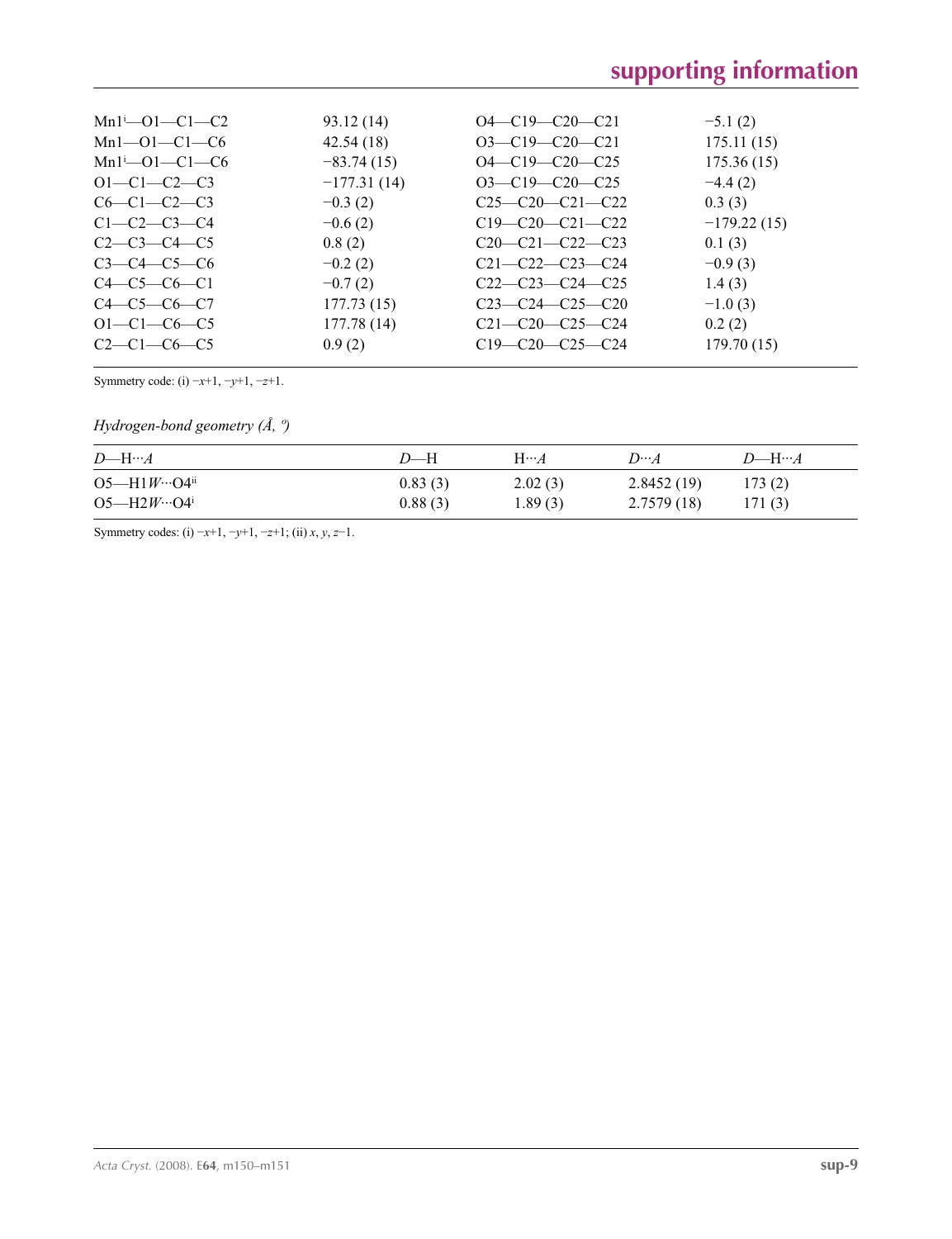| | | | |
|---|---|---|---|
| Mn1[i]—O1—C1—C2 | 93.12 (14) | O4—C19—C20—C21 | −5.1 (2) |
| Mn1—O1—C1—C6 | 42.54 (18) | O3—C19—C20—C21 | 175.11 (15) |
| Mn1[i]—O1—C1—C6 | −83.74 (15) | O4—C19—C20—C25 | 175.36 (15) |
| O1—C1—C2—C3 | −177.31 (14) | O3—C19—C20—C25 | −4.4 (2) |
| C6—C1—C2—C3 | −0.3 (2) | C25—C20—C21—C22 | 0.3 (3) |
| C1—C2—C3—C4 | −0.6 (2) | C19—C20—C21—C22 | −179.22 (15) |
| C2—C3—C4—C5 | 0.8 (2) | C20—C21—C22—C23 | 0.1 (3) |
| C3—C4—C5—C6 | −0.2 (2) | C21—C22—C23—C24 | −0.9 (3) |
| C4—C5—C6—C1 | −0.7 (2) | C22—C23—C24—C25 | 1.4 (3) |
| C4—C5—C6—C7 | 177.73 (15) | C23—C24—C25—C20 | −1.0 (3) |
| O1—C1—C6—C5 | 177.78 (14) | C21—C20—C25—C24 | 0.2 (2) |
| C2—C1—C6—C5 | 0.9 (2) | C19—C20—C25—C24 | 179.70 (15) |

Symmetry code: (i) $-x+1, -y+1, -z+1$.

### *Hydrogen-bond geometry (Å, º)*

| *D*—H···*A* | *D*—H | H···*A* | *D*···*A* | *D*—H···*A* |
|---|---|---|---|---|
| O5—H1*W*···O4[ii] | 0.83 (3) | 2.02 (3) | 2.8452 (19) | 173 (2) |
| O5—H2*W*···O4[i] | 0.88 (3) | 1.89 (3) | 2.7579 (18) | 171 (3) |

Symmetry codes: (i) $-x+1, -y+1, -z+1$; (ii) $x, y, z-1$.